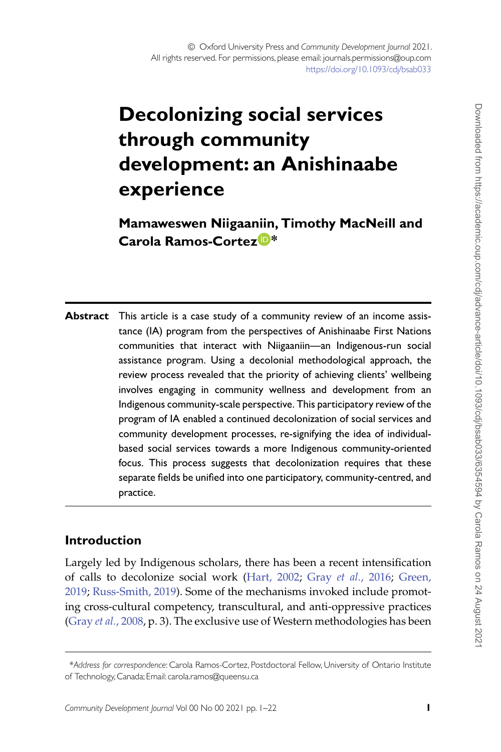© Oxford University Press and *Community Development Journal* 2021.
All rights reserved. For permissions, please email: journals.permissions@oup.com
https://doi.org/10.1093/cdj/bsab033

# Decolonizing social services through community development: an Anishinaabe experience

**Mamaweswen Niigaaniin, Timothy MacNeill and Carola Ramos-Cortez***

**Abstract** This article is a case study of a community review of an income assistance (IA) program from the perspectives of Anishinaabe First Nations communities that interact with Niigaaniin—an Indigenous-run social assistance program. Using a decolonial methodological approach, the review process revealed that the priority of achieving clients' wellbeing involves engaging in community wellness and development from an Indigenous community-scale perspective. This participatory review of the program of IA enabled a continued decolonization of social services and community development processes, re-signifying the idea of individual-based social services towards a more Indigenous community-oriented focus. This process suggests that decolonization requires that these separate fields be unified into one participatory, community-centred, and practice.

## Introduction

Largely led by Indigenous scholars, there has been a recent intensification of calls to decolonize social work (Hart, 2002; Gray *et al.*, 2016; Green, 2019; Russ-Smith, 2019). Some of the mechanisms invoked include promoting cross-cultural competency, transcultural, and anti-oppressive practices (Gray *et al.*, 2008, p. 3). The exclusive use of Western methodologies has been

*Address for correspondence*: Carola Ramos-Cortez, Postdoctoral Fellow, University of Ontario Institute of Technology, Canada; Email: carola.ramos@queensu.ca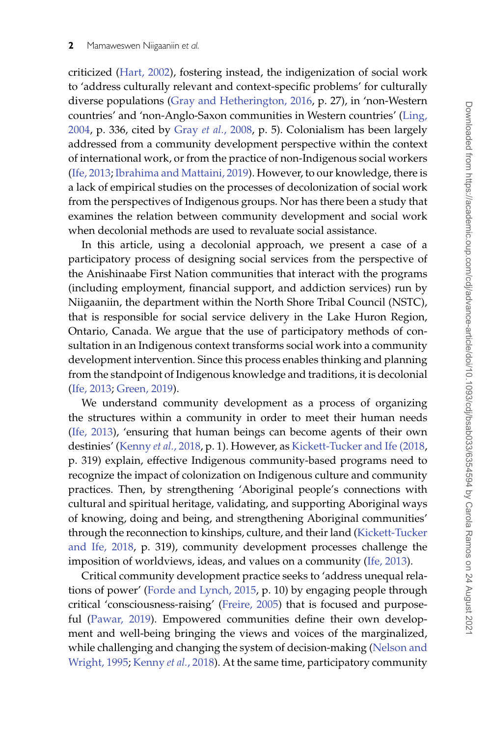criticized (Hart, 2002), fostering instead, the indigenization of social work to 'address culturally relevant and context-specific problems' for culturally diverse populations (Gray and Hetherington, 2016, p. 27), in 'non-Western countries' and 'non-Anglo-Saxon communities in Western countries' (Ling, 2004, p. 336, cited by Gray *et al.*, 2008, p. 5). Colonialism has been largely addressed from a community development perspective within the context of international work, or from the practice of non-Indigenous social workers (Ife, 2013; Ibrahima and Mattaini, 2019). However, to our knowledge, there is a lack of empirical studies on the processes of decolonization of social work from the perspectives of Indigenous groups. Nor has there been a study that examines the relation between community development and social work when decolonial methods are used to revaluate social assistance.

In this article, using a decolonial approach, we present a case of a participatory process of designing social services from the perspective of the Anishinaabe First Nation communities that interact with the programs (including employment, financial support, and addiction services) run by Niigaaniin, the department within the North Shore Tribal Council (NSTC), that is responsible for social service delivery in the Lake Huron Region, Ontario, Canada. We argue that the use of participatory methods of consultation in an Indigenous context transforms social work into a community development intervention. Since this process enables thinking and planning from the standpoint of Indigenous knowledge and traditions, it is decolonial (Ife, 2013; Green, 2019).

We understand community development as a process of organizing the structures within a community in order to meet their human needs (Ife, 2013), 'ensuring that human beings can become agents of their own destinies' (Kenny *et al.*, 2018, p. 1). However, as Kickett-Tucker and Ife (2018, p. 319) explain, effective Indigenous community-based programs need to recognize the impact of colonization on Indigenous culture and community practices. Then, by strengthening 'Aboriginal people's connections with cultural and spiritual heritage, validating, and supporting Aboriginal ways of knowing, doing and being, and strengthening Aboriginal communities' through the reconnection to kinships, culture, and their land (Kickett-Tucker and Ife, 2018, p. 319), community development processes challenge the imposition of worldviews, ideas, and values on a community (Ife, 2013).

Critical community development practice seeks to 'address unequal relations of power' (Forde and Lynch, 2015, p. 10) by engaging people through critical 'consciousness-raising' (Freire, 2005) that is focused and purposeful (Pawar, 2019). Empowered communities define their own development and well-being bringing the views and voices of the marginalized, while challenging and changing the system of decision-making (Nelson and Wright, 1995; Kenny *et al.*, 2018). At the same time, participatory community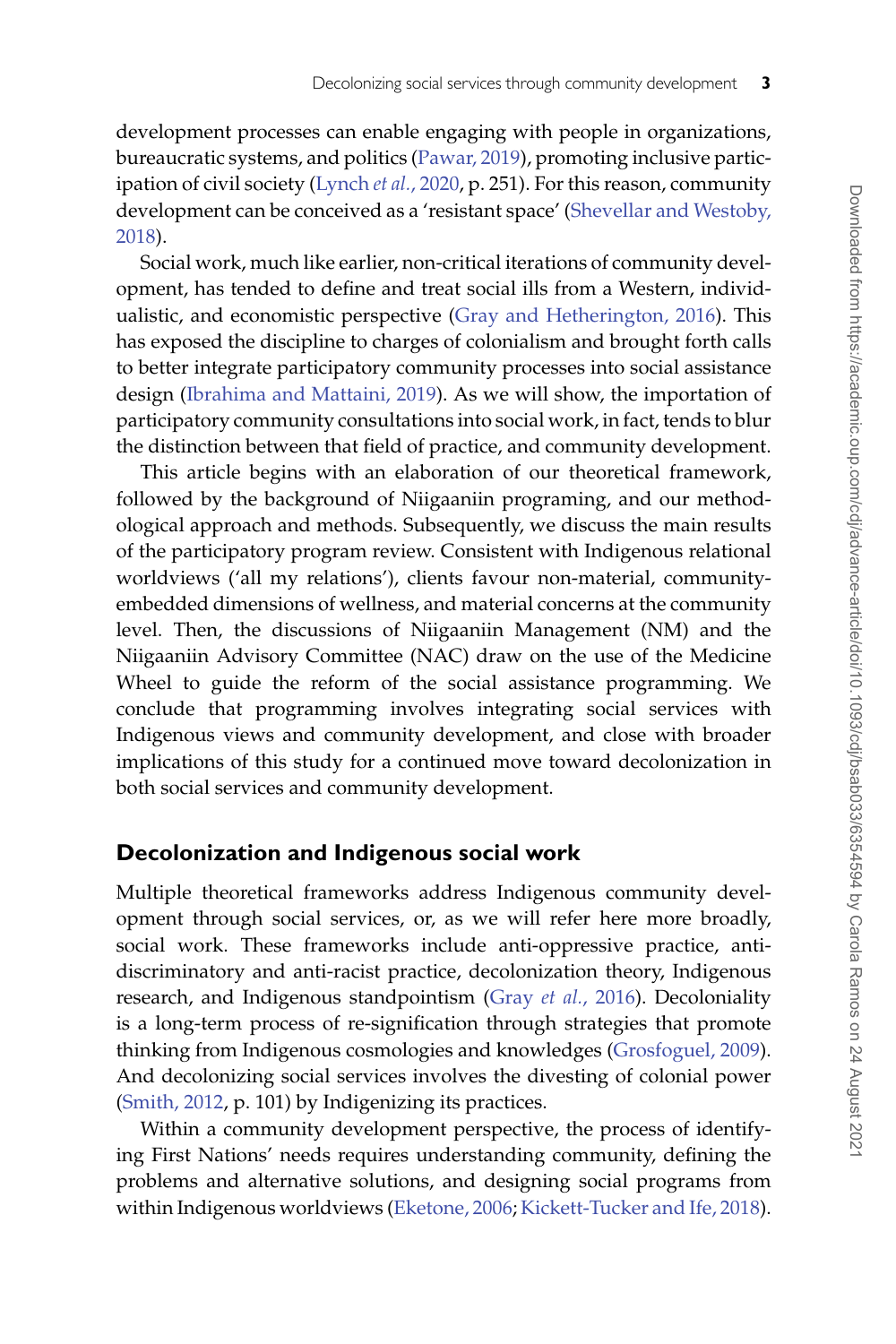development processes can enable engaging with people in organizations, bureaucratic systems, and politics (Pawar, 2019), promoting inclusive participation of civil society (Lynch *et al.*, 2020, p. 251). For this reason, community development can be conceived as a 'resistant space' (Shevellar and Westoby, 2018).

Social work, much like earlier, non-critical iterations of community development, has tended to define and treat social ills from a Western, individualistic, and economistic perspective (Gray and Hetherington, 2016). This has exposed the discipline to charges of colonialism and brought forth calls to better integrate participatory community processes into social assistance design (Ibrahima and Mattaini, 2019). As we will show, the importation of participatory community consultations into social work, in fact, tends to blur the distinction between that field of practice, and community development.

This article begins with an elaboration of our theoretical framework, followed by the background of Niigaaniin programing, and our methodological approach and methods. Subsequently, we discuss the main results of the participatory program review. Consistent with Indigenous relational worldviews ('all my relations'), clients favour non-material, community-embedded dimensions of wellness, and material concerns at the community level. Then, the discussions of Niigaaniin Management (NM) and the Niigaaniin Advisory Committee (NAC) draw on the use of the Medicine Wheel to guide the reform of the social assistance programming. We conclude that programming involves integrating social services with Indigenous views and community development, and close with broader implications of this study for a continued move toward decolonization in both social services and community development.

## Decolonization and Indigenous social work

Multiple theoretical frameworks address Indigenous community development through social services, or, as we will refer here more broadly, social work. These frameworks include anti-oppressive practice, anti-discriminatory and anti-racist practice, decolonization theory, Indigenous research, and Indigenous standpointism (Gray *et al.*, 2016). Decoloniality is a long-term process of re-signification through strategies that promote thinking from Indigenous cosmologies and knowledges (Grosfoguel, 2009). And decolonizing social services involves the divesting of colonial power (Smith, 2012, p. 101) by Indigenizing its practices.

Within a community development perspective, the process of identifying First Nations' needs requires understanding community, defining the problems and alternative solutions, and designing social programs from within Indigenous worldviews (Eketone, 2006; Kickett-Tucker and Ife, 2018).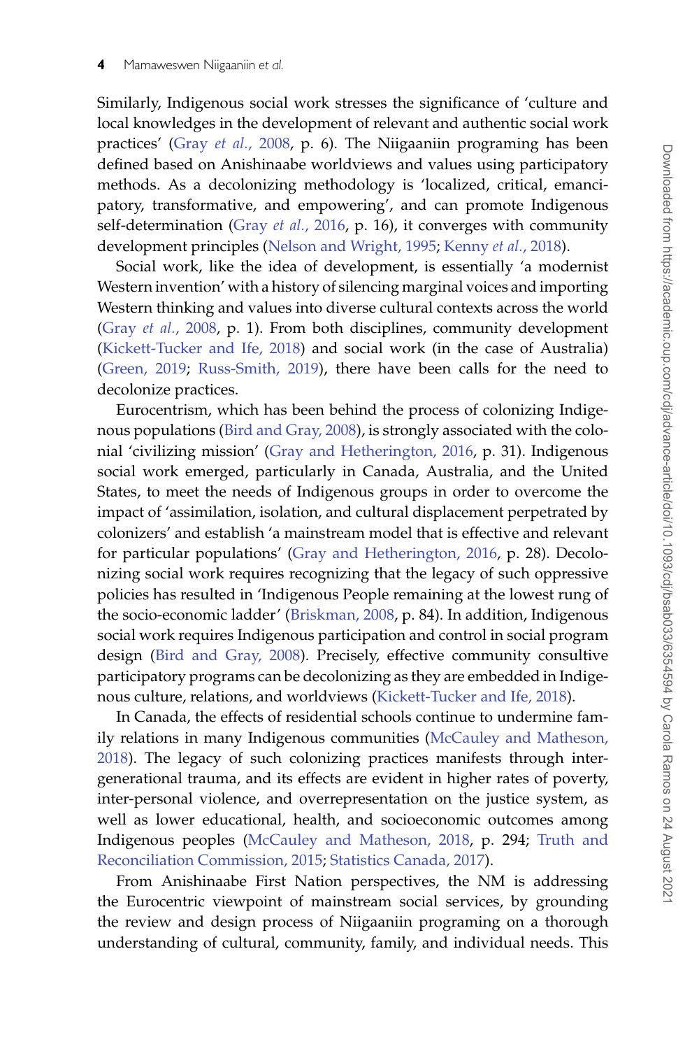Similarly, Indigenous social work stresses the significance of 'culture and local knowledges in the development of relevant and authentic social work practices' (Gray *et al.*, 2008, p. 6). The Niigaaniin programing has been defined based on Anishinaabe worldviews and values using participatory methods. As a decolonizing methodology is 'localized, critical, emancipatory, transformative, and empowering', and can promote Indigenous self-determination (Gray *et al.*, 2016, p. 16), it converges with community development principles (Nelson and Wright, 1995; Kenny *et al.*, 2018).

Social work, like the idea of development, is essentially 'a modernist Western invention' with a history of silencing marginal voices and importing Western thinking and values into diverse cultural contexts across the world (Gray *et al.*, 2008, p. 1). From both disciplines, community development (Kickett-Tucker and Ife, 2018) and social work (in the case of Australia) (Green, 2019; Russ-Smith, 2019), there have been calls for the need to decolonize practices.

Eurocentrism, which has been behind the process of colonizing Indigenous populations (Bird and Gray, 2008), is strongly associated with the colonial 'civilizing mission' (Gray and Hetherington, 2016, p. 31). Indigenous social work emerged, particularly in Canada, Australia, and the United States, to meet the needs of Indigenous groups in order to overcome the impact of 'assimilation, isolation, and cultural displacement perpetrated by colonizers' and establish 'a mainstream model that is effective and relevant for particular populations' (Gray and Hetherington, 2016, p. 28). Decolonizing social work requires recognizing that the legacy of such oppressive policies has resulted in 'Indigenous People remaining at the lowest rung of the socio-economic ladder' (Briskman, 2008, p. 84). In addition, Indigenous social work requires Indigenous participation and control in social program design (Bird and Gray, 2008). Precisely, effective community consultive participatory programs can be decolonizing as they are embedded in Indigenous culture, relations, and worldviews (Kickett-Tucker and Ife, 2018).

In Canada, the effects of residential schools continue to undermine family relations in many Indigenous communities (McCauley and Matheson, 2018). The legacy of such colonizing practices manifests through intergenerational trauma, and its effects are evident in higher rates of poverty, inter-personal violence, and overrepresentation on the justice system, as well as lower educational, health, and socioeconomic outcomes among Indigenous peoples (McCauley and Matheson, 2018, p. 294; Truth and Reconciliation Commission, 2015; Statistics Canada, 2017).

From Anishinaabe First Nation perspectives, the NM is addressing the Eurocentric viewpoint of mainstream social services, by grounding the review and design process of Niigaaniin programing on a thorough understanding of cultural, community, family, and individual needs. This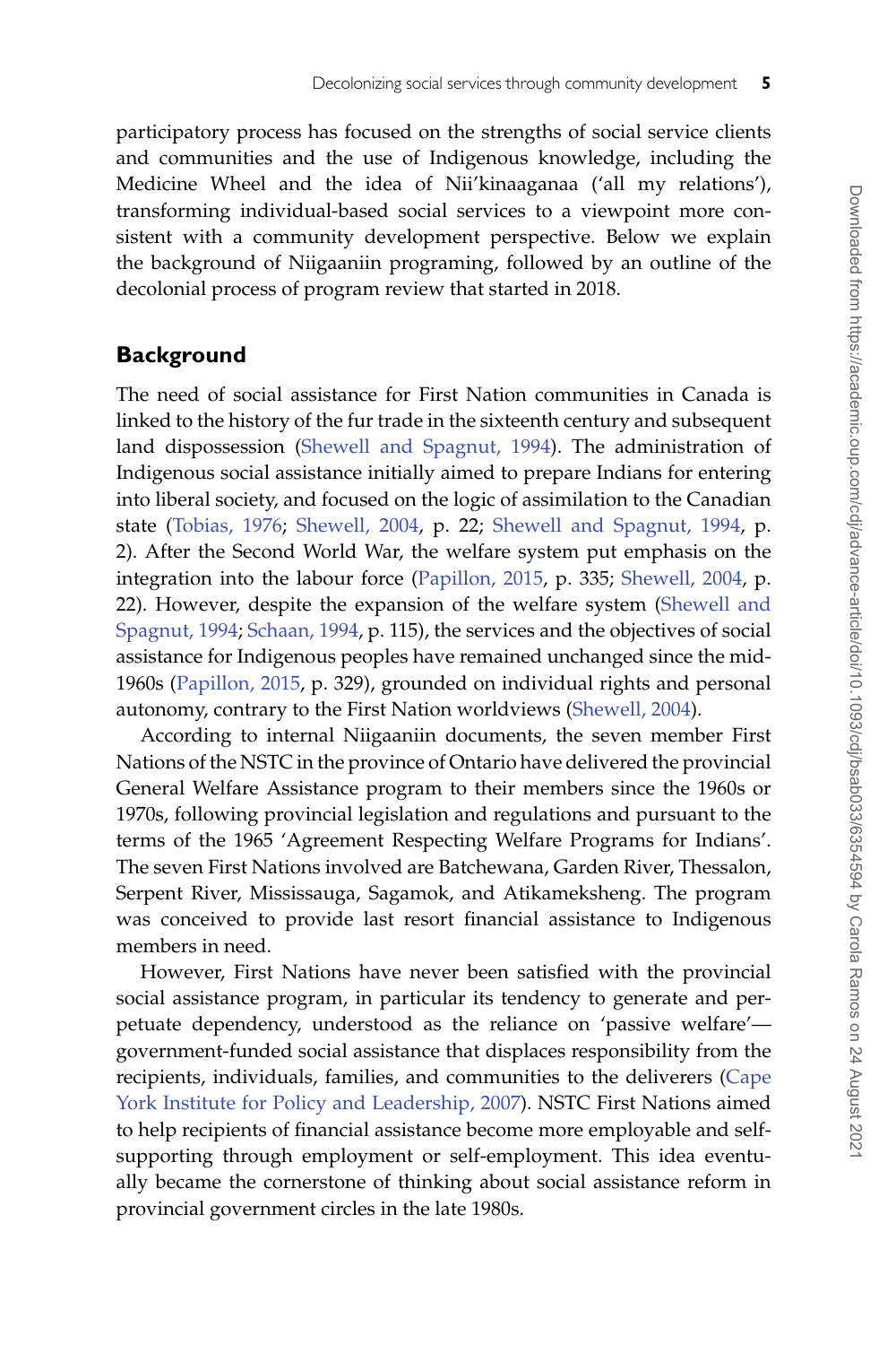participatory process has focused on the strengths of social service clients and communities and the use of Indigenous knowledge, including the Medicine Wheel and the idea of Nii'kinaaganaa ('all my relations'), transforming individual-based social services to a viewpoint more consistent with a community development perspective. Below we explain the background of Niigaaniin programing, followed by an outline of the decolonial process of program review that started in 2018.

## Background

The need of social assistance for First Nation communities in Canada is linked to the history of the fur trade in the sixteenth century and subsequent land dispossession (Shewell and Spagnut, 1994). The administration of Indigenous social assistance initially aimed to prepare Indians for entering into liberal society, and focused on the logic of assimilation to the Canadian state (Tobias, 1976; Shewell, 2004, p. 22; Shewell and Spagnut, 1994, p. 2). After the Second World War, the welfare system put emphasis on the integration into the labour force (Papillon, 2015, p. 335; Shewell, 2004, p. 22). However, despite the expansion of the welfare system (Shewell and Spagnut, 1994; Schaan, 1994, p. 115), the services and the objectives of social assistance for Indigenous peoples have remained unchanged since the mid-1960s (Papillon, 2015, p. 329), grounded on individual rights and personal autonomy, contrary to the First Nation worldviews (Shewell, 2004).

According to internal Niigaaniin documents, the seven member First Nations of the NSTC in the province of Ontario have delivered the provincial General Welfare Assistance program to their members since the 1960s or 1970s, following provincial legislation and regulations and pursuant to the terms of the 1965 'Agreement Respecting Welfare Programs for Indians'. The seven First Nations involved are Batchewana, Garden River, Thessalon, Serpent River, Mississauga, Sagamok, and Atikameksheng. The program was conceived to provide last resort financial assistance to Indigenous members in need.

However, First Nations have never been satisfied with the provincial social assistance program, in particular its tendency to generate and perpetuate dependency, understood as the reliance on 'passive welfare'—government-funded social assistance that displaces responsibility from the recipients, individuals, families, and communities to the deliverers (Cape York Institute for Policy and Leadership, 2007). NSTC First Nations aimed to help recipients of financial assistance become more employable and self-supporting through employment or self-employment. This idea eventually became the cornerstone of thinking about social assistance reform in provincial government circles in the late 1980s.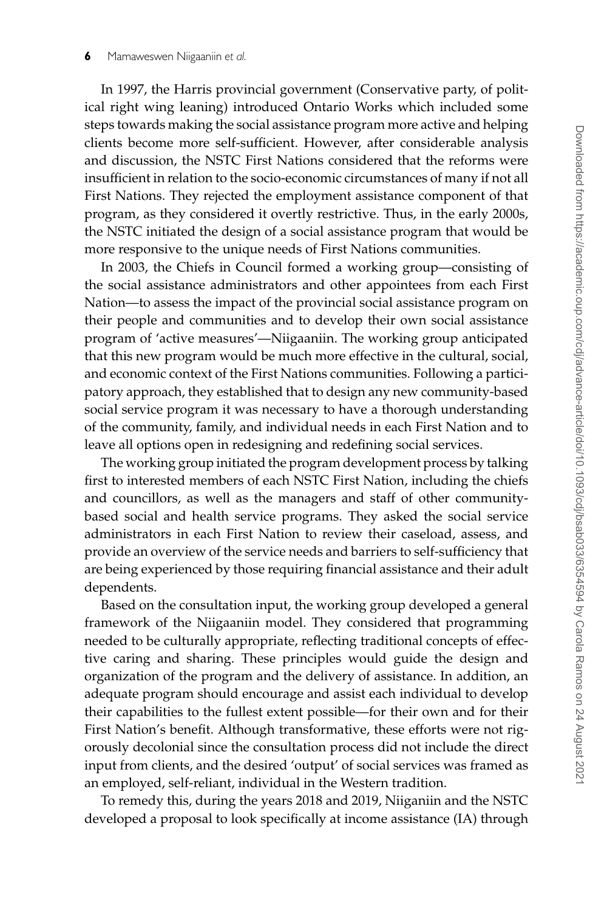In 1997, the Harris provincial government (Conservative party, of political right wing leaning) introduced Ontario Works which included some steps towards making the social assistance program more active and helping clients become more self-sufficient. However, after considerable analysis and discussion, the NSTC First Nations considered that the reforms were insufficient in relation to the socio-economic circumstances of many if not all First Nations. They rejected the employment assistance component of that program, as they considered it overtly restrictive. Thus, in the early 2000s, the NSTC initiated the design of a social assistance program that would be more responsive to the unique needs of First Nations communities.

In 2003, the Chiefs in Council formed a working group—consisting of the social assistance administrators and other appointees from each First Nation—to assess the impact of the provincial social assistance program on their people and communities and to develop their own social assistance program of 'active measures'—Niigaaniin. The working group anticipated that this new program would be much more effective in the cultural, social, and economic context of the First Nations communities. Following a participatory approach, they established that to design any new community-based social service program it was necessary to have a thorough understanding of the community, family, and individual needs in each First Nation and to leave all options open in redesigning and redefining social services.

The working group initiated the program development process by talking first to interested members of each NSTC First Nation, including the chiefs and councillors, as well as the managers and staff of other community-based social and health service programs. They asked the social service administrators in each First Nation to review their caseload, assess, and provide an overview of the service needs and barriers to self-sufficiency that are being experienced by those requiring financial assistance and their adult dependents.

Based on the consultation input, the working group developed a general framework of the Niigaaniin model. They considered that programming needed to be culturally appropriate, reflecting traditional concepts of effective caring and sharing. These principles would guide the design and organization of the program and the delivery of assistance. In addition, an adequate program should encourage and assist each individual to develop their capabilities to the fullest extent possible—for their own and for their First Nation's benefit. Although transformative, these efforts were not rigorously decolonial since the consultation process did not include the direct input from clients, and the desired 'output' of social services was framed as an employed, self-reliant, individual in the Western tradition.

To remedy this, during the years 2018 and 2019, Niiganiin and the NSTC developed a proposal to look specifically at income assistance (IA) through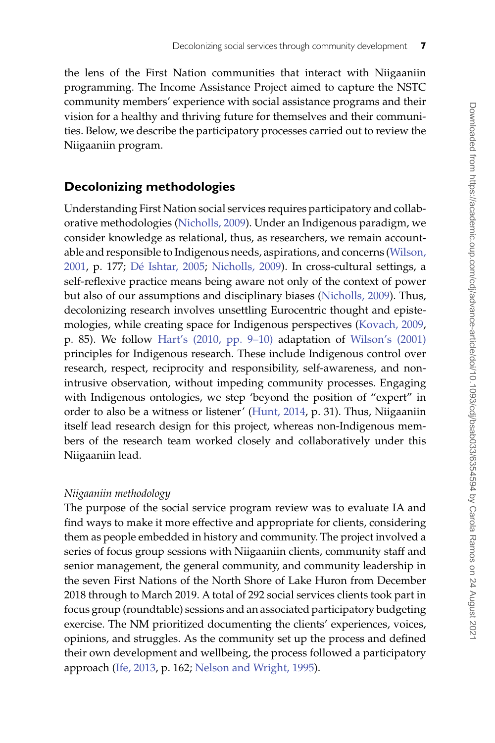the lens of the First Nation communities that interact with Niigaaniin programming. The Income Assistance Project aimed to capture the NSTC community members' experience with social assistance programs and their vision for a healthy and thriving future for themselves and their communities. Below, we describe the participatory processes carried out to review the Niigaaniin program.

## Decolonizing methodologies

Understanding First Nation social services requires participatory and collaborative methodologies (Nicholls, 2009). Under an Indigenous paradigm, we consider knowledge as relational, thus, as researchers, we remain accountable and responsible to Indigenous needs, aspirations, and concerns (Wilson, 2001, p. 177; Dé Ishtar, 2005; Nicholls, 2009). In cross-cultural settings, a self-reflexive practice means being aware not only of the context of power but also of our assumptions and disciplinary biases (Nicholls, 2009). Thus, decolonizing research involves unsettling Eurocentric thought and epistemologies, while creating space for Indigenous perspectives (Kovach, 2009, p. 85). We follow Hart's (2010, pp. 9–10) adaptation of Wilson's (2001) principles for Indigenous research. These include Indigenous control over research, respect, reciprocity and responsibility, self-awareness, and non-intrusive observation, without impeding community processes. Engaging with Indigenous ontologies, we step 'beyond the position of "expert" in order to also be a witness or listener' (Hunt, 2014, p. 31). Thus, Niigaaniin itself lead research design for this project, whereas non-Indigenous members of the research team worked closely and collaboratively under this Niigaaniin lead.

### *Niigaaniin methodology*

The purpose of the social service program review was to evaluate IA and find ways to make it more effective and appropriate for clients, considering them as people embedded in history and community. The project involved a series of focus group sessions with Niigaaniin clients, community staff and senior management, the general community, and community leadership in the seven First Nations of the North Shore of Lake Huron from December 2018 through to March 2019. A total of 292 social services clients took part in focus group (roundtable) sessions and an associated participatory budgeting exercise. The NM prioritized documenting the clients' experiences, voices, opinions, and struggles. As the community set up the process and defined their own development and wellbeing, the process followed a participatory approach (Ife, 2013, p. 162; Nelson and Wright, 1995).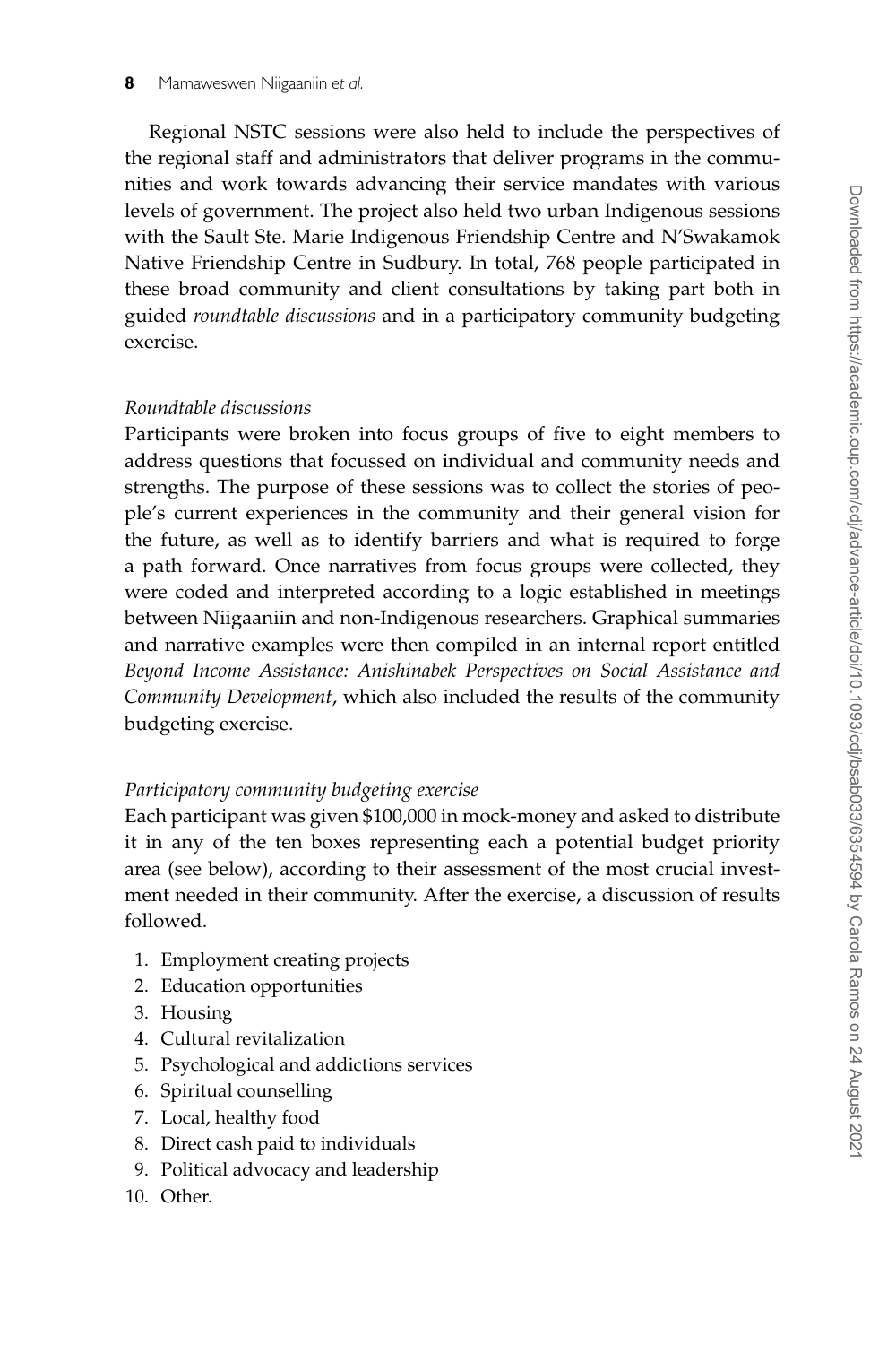Regional NSTC sessions were also held to include the perspectives of the regional staff and administrators that deliver programs in the communities and work towards advancing their service mandates with various levels of government. The project also held two urban Indigenous sessions with the Sault Ste. Marie Indigenous Friendship Centre and N'Swakamok Native Friendship Centre in Sudbury. In total, 768 people participated in these broad community and client consultations by taking part both in guided *roundtable discussions* and in a participatory community budgeting exercise.

*Roundtable discussions*

Participants were broken into focus groups of five to eight members to address questions that focussed on individual and community needs and strengths. The purpose of these sessions was to collect the stories of people's current experiences in the community and their general vision for the future, as well as to identify barriers and what is required to forge a path forward. Once narratives from focus groups were collected, they were coded and interpreted according to a logic established in meetings between Niigaaniin and non-Indigenous researchers. Graphical summaries and narrative examples were then compiled in an internal report entitled *Beyond Income Assistance: Anishinabek Perspectives on Social Assistance and Community Development*, which also included the results of the community budgeting exercise.

*Participatory community budgeting exercise*

Each participant was given \$100,000 in mock-money and asked to distribute it in any of the ten boxes representing each a potential budget priority area (see below), according to their assessment of the most crucial investment needed in their community. After the exercise, a discussion of results followed.

1. Employment creating projects
2. Education opportunities
3. Housing
4. Cultural revitalization
5. Psychological and addictions services
6. Spiritual counselling
7. Local, healthy food
8. Direct cash paid to individuals
9. Political advocacy and leadership
10. Other.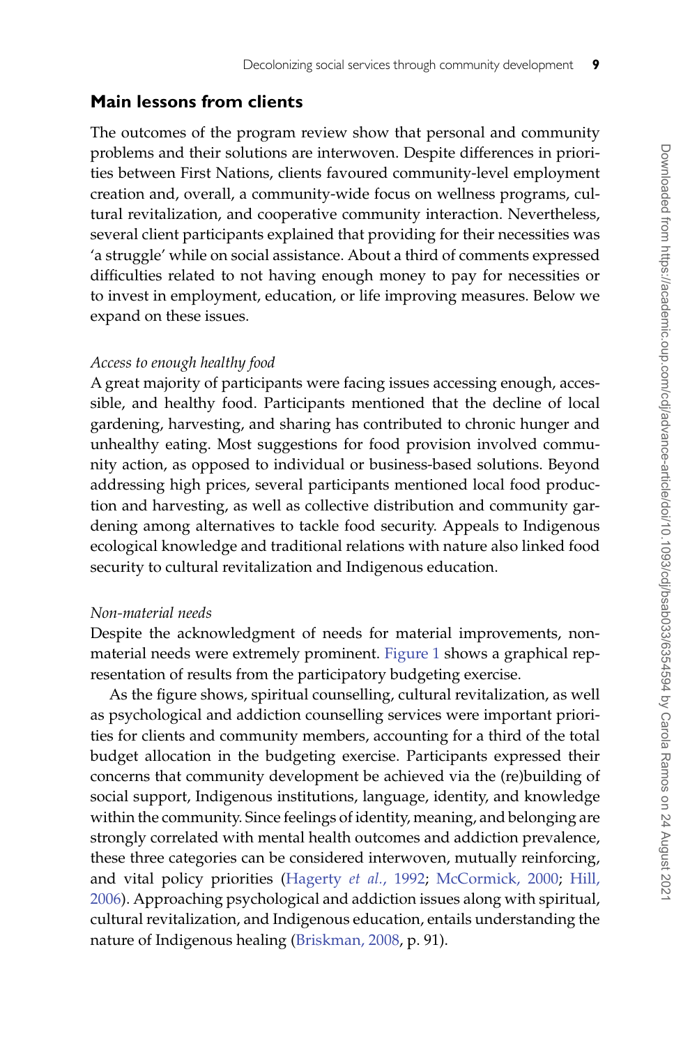## Main lessons from clients

The outcomes of the program review show that personal and community problems and their solutions are interwoven. Despite differences in priorities between First Nations, clients favoured community-level employment creation and, overall, a community-wide focus on wellness programs, cultural revitalization, and cooperative community interaction. Nevertheless, several client participants explained that providing for their necessities was 'a struggle' while on social assistance. About a third of comments expressed difficulties related to not having enough money to pay for necessities or to invest in employment, education, or life improving measures. Below we expand on these issues.

*Access to enough healthy food*

A great majority of participants were facing issues accessing enough, accessible, and healthy food. Participants mentioned that the decline of local gardening, harvesting, and sharing has contributed to chronic hunger and unhealthy eating. Most suggestions for food provision involved community action, as opposed to individual or business-based solutions. Beyond addressing high prices, several participants mentioned local food production and harvesting, as well as collective distribution and community gardening among alternatives to tackle food security. Appeals to Indigenous ecological knowledge and traditional relations with nature also linked food security to cultural revitalization and Indigenous education.

*Non-material needs*

Despite the acknowledgment of needs for material improvements, non-material needs were extremely prominent. Figure 1 shows a graphical representation of results from the participatory budgeting exercise.

As the figure shows, spiritual counselling, cultural revitalization, as well as psychological and addiction counselling services were important priorities for clients and community members, accounting for a third of the total budget allocation in the budgeting exercise. Participants expressed their concerns that community development be achieved via the (re)building of social support, Indigenous institutions, language, identity, and knowledge within the community. Since feelings of identity, meaning, and belonging are strongly correlated with mental health outcomes and addiction prevalence, these three categories can be considered interwoven, mutually reinforcing, and vital policy priorities (Hagerty *et al.*, 1992; McCormick, 2000; Hill, 2006). Approaching psychological and addiction issues along with spiritual, cultural revitalization, and Indigenous education, entails understanding the nature of Indigenous healing (Briskman, 2008, p. 91).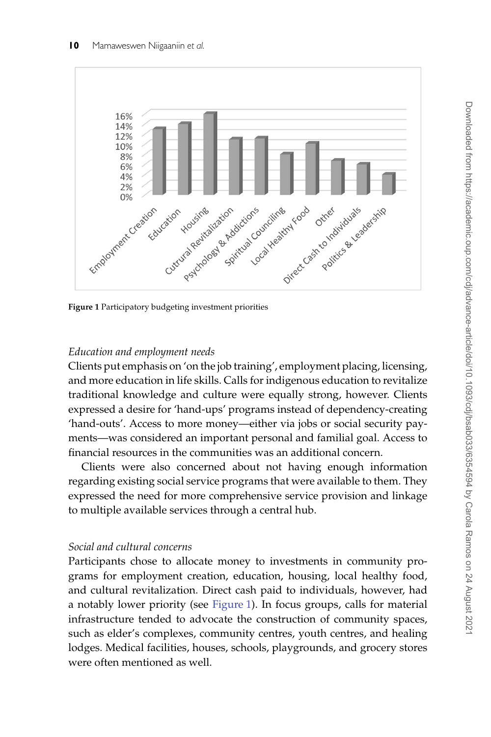Figure 1 Participatory budgeting investment priorities

*Education and employment needs*

Clients put emphasis on 'on the job training', employment placing, licensing, and more education in life skills. Calls for indigenous education to revitalize traditional knowledge and culture were equally strong, however. Clients expressed a desire for 'hand-ups' programs instead of dependency-creating 'hand-outs'. Access to more money—either via jobs or social security payments—was considered an important personal and familial goal. Access to financial resources in the communities was an additional concern.

Clients were also concerned about not having enough information regarding existing social service programs that were available to them. They expressed the need for more comprehensive service provision and linkage to multiple available services through a central hub.

*Social and cultural concerns*

Participants chose to allocate money to investments in community programs for employment creation, education, housing, local healthy food, and cultural revitalization. Direct cash paid to individuals, however, had a notably lower priority (see Figure 1). In focus groups, calls for material infrastructure tended to advocate the construction of community spaces, such as elder's complexes, community centres, youth centres, and healing lodges. Medical facilities, houses, schools, playgrounds, and grocery stores were often mentioned as well.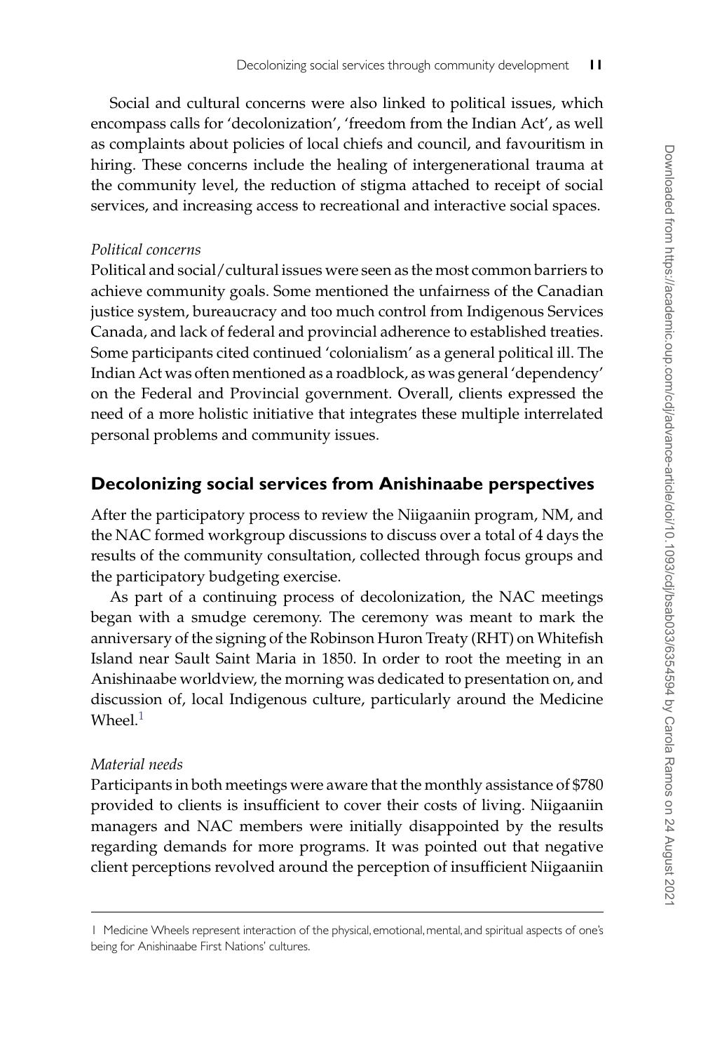Social and cultural concerns were also linked to political issues, which encompass calls for 'decolonization', 'freedom from the Indian Act', as well as complaints about policies of local chiefs and council, and favouritism in hiring. These concerns include the healing of intergenerational trauma at the community level, the reduction of stigma attached to receipt of social services, and increasing access to recreational and interactive social spaces.

*Political concerns*

Political and social/cultural issues were seen as the most common barriers to achieve community goals. Some mentioned the unfairness of the Canadian justice system, bureaucracy and too much control from Indigenous Services Canada, and lack of federal and provincial adherence to established treaties. Some participants cited continued 'colonialism' as a general political ill. The Indian Act was often mentioned as a roadblock, as was general 'dependency' on the Federal and Provincial government. Overall, clients expressed the need of a more holistic initiative that integrates these multiple interrelated personal problems and community issues.

## Decolonizing social services from Anishinaabe perspectives

After the participatory process to review the Niigaaniin program, NM, and the NAC formed workgroup discussions to discuss over a total of 4 days the results of the community consultation, collected through focus groups and the participatory budgeting exercise.

As part of a continuing process of decolonization, the NAC meetings began with a smudge ceremony. The ceremony was meant to mark the anniversary of the signing of the Robinson Huron Treaty (RHT) on Whitefish Island near Sault Saint Maria in 1850. In order to root the meeting in an Anishinaabe worldview, the morning was dedicated to presentation on, and discussion of, local Indigenous culture, particularly around the Medicine Wheel.[1]

*Material needs*

Participants in both meetings were aware that the monthly assistance of $780 provided to clients is insufficient to cover their costs of living. Niigaaniin managers and NAC members were initially disappointed by the results regarding demands for more programs. It was pointed out that negative client perceptions revolved around the perception of insufficient Niigaaniin

[1] Medicine Wheels represent interaction of the physical, emotional, mental, and spiritual aspects of one's being for Anishinaabe First Nations' cultures.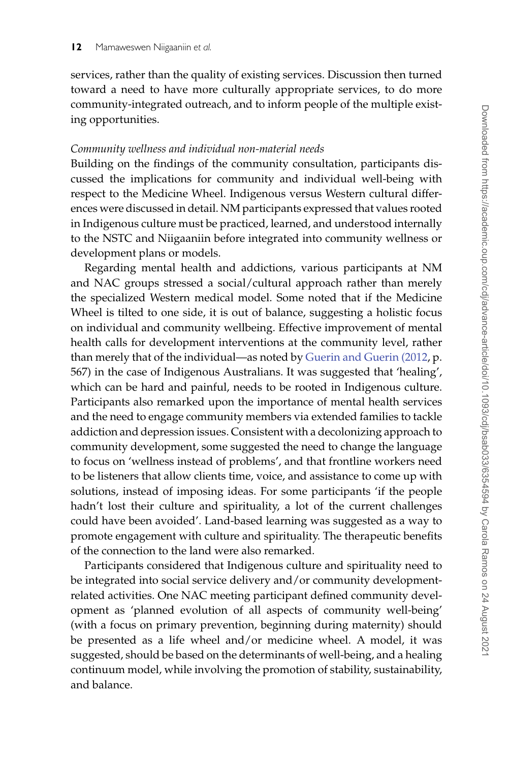services, rather than the quality of existing services. Discussion then turned toward a need to have more culturally appropriate services, to do more community-integrated outreach, and to inform people of the multiple existing opportunities.

*Community wellness and individual non-material needs*

Building on the findings of the community consultation, participants discussed the implications for community and individual well-being with respect to the Medicine Wheel. Indigenous versus Western cultural differences were discussed in detail. NM participants expressed that values rooted in Indigenous culture must be practiced, learned, and understood internally to the NSTC and Niigaaniin before integrated into community wellness or development plans or models.

Regarding mental health and addictions, various participants at NM and NAC groups stressed a social/cultural approach rather than merely the specialized Western medical model. Some noted that if the Medicine Wheel is tilted to one side, it is out of balance, suggesting a holistic focus on individual and community wellbeing. Effective improvement of mental health calls for development interventions at the community level, rather than merely that of the individual—as noted by Guerin and Guerin (2012, p. 567) in the case of Indigenous Australians. It was suggested that 'healing', which can be hard and painful, needs to be rooted in Indigenous culture. Participants also remarked upon the importance of mental health services and the need to engage community members via extended families to tackle addiction and depression issues. Consistent with a decolonizing approach to community development, some suggested the need to change the language to focus on 'wellness instead of problems', and that frontline workers need to be listeners that allow clients time, voice, and assistance to come up with solutions, instead of imposing ideas. For some participants 'if the people hadn't lost their culture and spirituality, a lot of the current challenges could have been avoided'. Land-based learning was suggested as a way to promote engagement with culture and spirituality. The therapeutic benefits of the connection to the land were also remarked.

Participants considered that Indigenous culture and spirituality need to be integrated into social service delivery and/or community development-related activities. One NAC meeting participant defined community development as 'planned evolution of all aspects of community well-being' (with a focus on primary prevention, beginning during maternity) should be presented as a life wheel and/or medicine wheel. A model, it was suggested, should be based on the determinants of well-being, and a healing continuum model, while involving the promotion of stability, sustainability, and balance.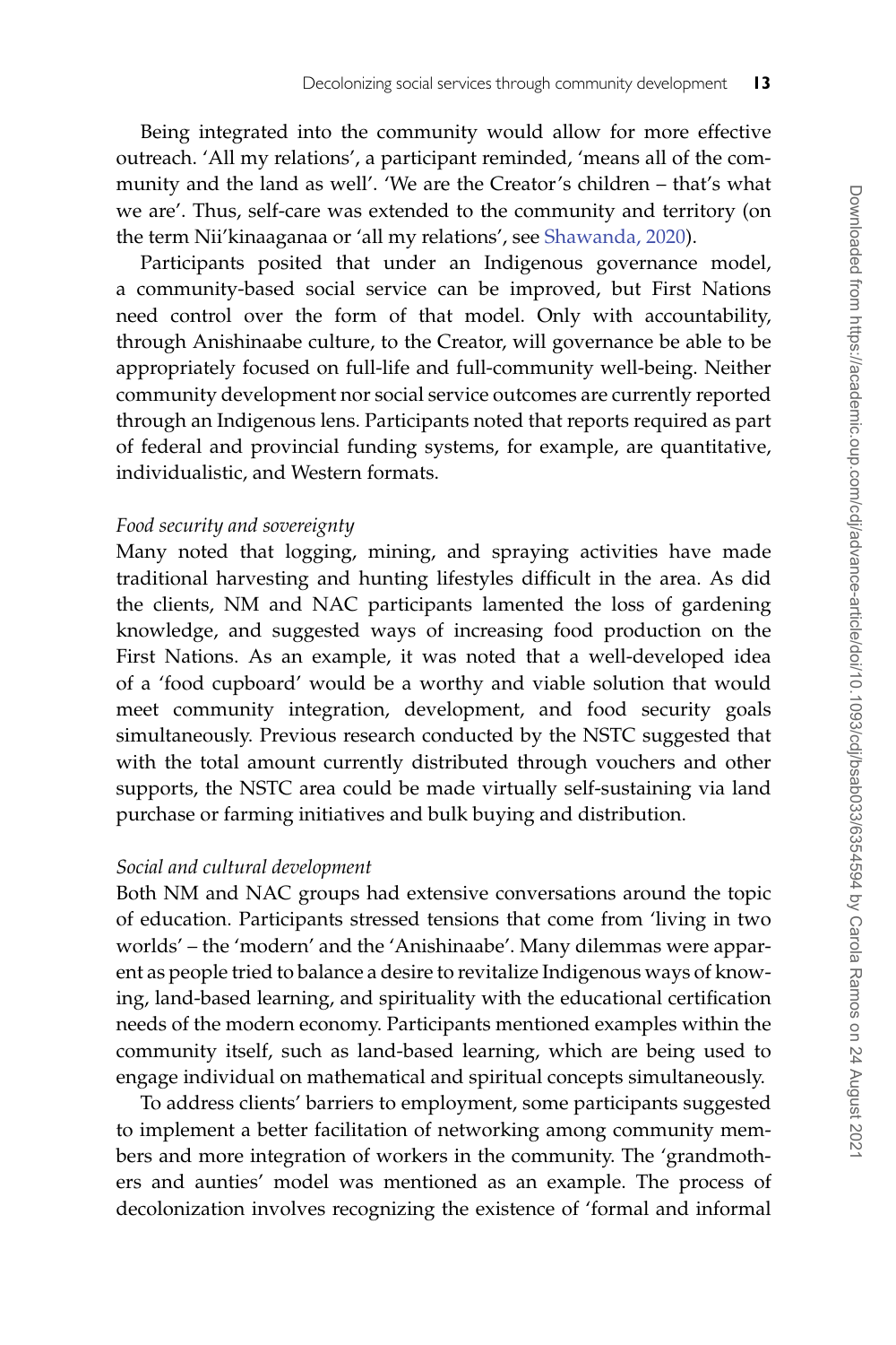Being integrated into the community would allow for more effective outreach. 'All my relations', a participant reminded, 'means all of the community and the land as well'. 'We are the Creator's children – that's what we are'. Thus, self-care was extended to the community and territory (on the term Nii'kinaaganaa or 'all my relations', see Shawanda, 2020).

Participants posited that under an Indigenous governance model, a community-based social service can be improved, but First Nations need control over the form of that model. Only with accountability, through Anishinaabe culture, to the Creator, will governance be able to be appropriately focused on full-life and full-community well-being. Neither community development nor social service outcomes are currently reported through an Indigenous lens. Participants noted that reports required as part of federal and provincial funding systems, for example, are quantitative, individualistic, and Western formats.

*Food security and sovereignty*

Many noted that logging, mining, and spraying activities have made traditional harvesting and hunting lifestyles difficult in the area. As did the clients, NM and NAC participants lamented the loss of gardening knowledge, and suggested ways of increasing food production on the First Nations. As an example, it was noted that a well-developed idea of a 'food cupboard' would be a worthy and viable solution that would meet community integration, development, and food security goals simultaneously. Previous research conducted by the NSTC suggested that with the total amount currently distributed through vouchers and other supports, the NSTC area could be made virtually self-sustaining via land purchase or farming initiatives and bulk buying and distribution.

*Social and cultural development*

Both NM and NAC groups had extensive conversations around the topic of education. Participants stressed tensions that come from 'living in two worlds' – the 'modern' and the 'Anishinaabe'. Many dilemmas were apparent as people tried to balance a desire to revitalize Indigenous ways of knowing, land-based learning, and spirituality with the educational certification needs of the modern economy. Participants mentioned examples within the community itself, such as land-based learning, which are being used to engage individual on mathematical and spiritual concepts simultaneously.

To address clients' barriers to employment, some participants suggested to implement a better facilitation of networking among community members and more integration of workers in the community. The 'grandmothers and aunties' model was mentioned as an example. The process of decolonization involves recognizing the existence of 'formal and informal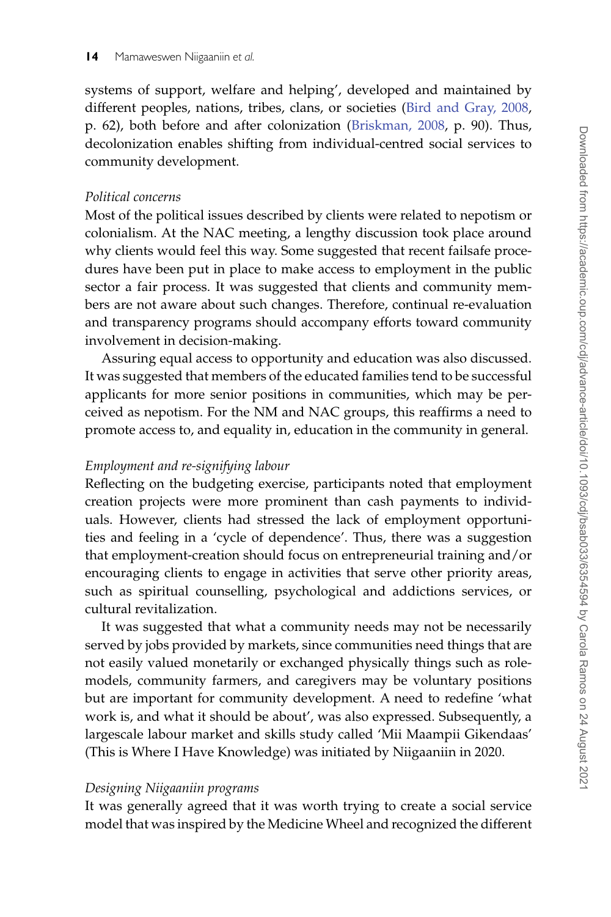systems of support, welfare and helping', developed and maintained by different peoples, nations, tribes, clans, or societies (Bird and Gray, 2008, p. 62), both before and after colonization (Briskman, 2008, p. 90). Thus, decolonization enables shifting from individual-centred social services to community development.

*Political concerns*

Most of the political issues described by clients were related to nepotism or colonialism. At the NAC meeting, a lengthy discussion took place around why clients would feel this way. Some suggested that recent failsafe procedures have been put in place to make access to employment in the public sector a fair process. It was suggested that clients and community members are not aware about such changes. Therefore, continual re-evaluation and transparency programs should accompany efforts toward community involvement in decision-making.

Assuring equal access to opportunity and education was also discussed. It was suggested that members of the educated families tend to be successful applicants for more senior positions in communities, which may be perceived as nepotism. For the NM and NAC groups, this reaffirms a need to promote access to, and equality in, education in the community in general.

*Employment and re-signifying labour*

Reflecting on the budgeting exercise, participants noted that employment creation projects were more prominent than cash payments to individuals. However, clients had stressed the lack of employment opportunities and feeling in a 'cycle of dependence'. Thus, there was a suggestion that employment-creation should focus on entrepreneurial training and/or encouraging clients to engage in activities that serve other priority areas, such as spiritual counselling, psychological and addictions services, or cultural revitalization.

It was suggested that what a community needs may not be necessarily served by jobs provided by markets, since communities need things that are not easily valued monetarily or exchanged physically things such as role-models, community farmers, and caregivers may be voluntary positions but are important for community development. A need to redefine 'what work is, and what it should be about', was also expressed. Subsequently, a largescale labour market and skills study called 'Mii Maampii Gikendaas' (This is Where I Have Knowledge) was initiated by Niigaaniin in 2020.

*Designing Niigaaniin programs*

It was generally agreed that it was worth trying to create a social service model that was inspired by the Medicine Wheel and recognized the different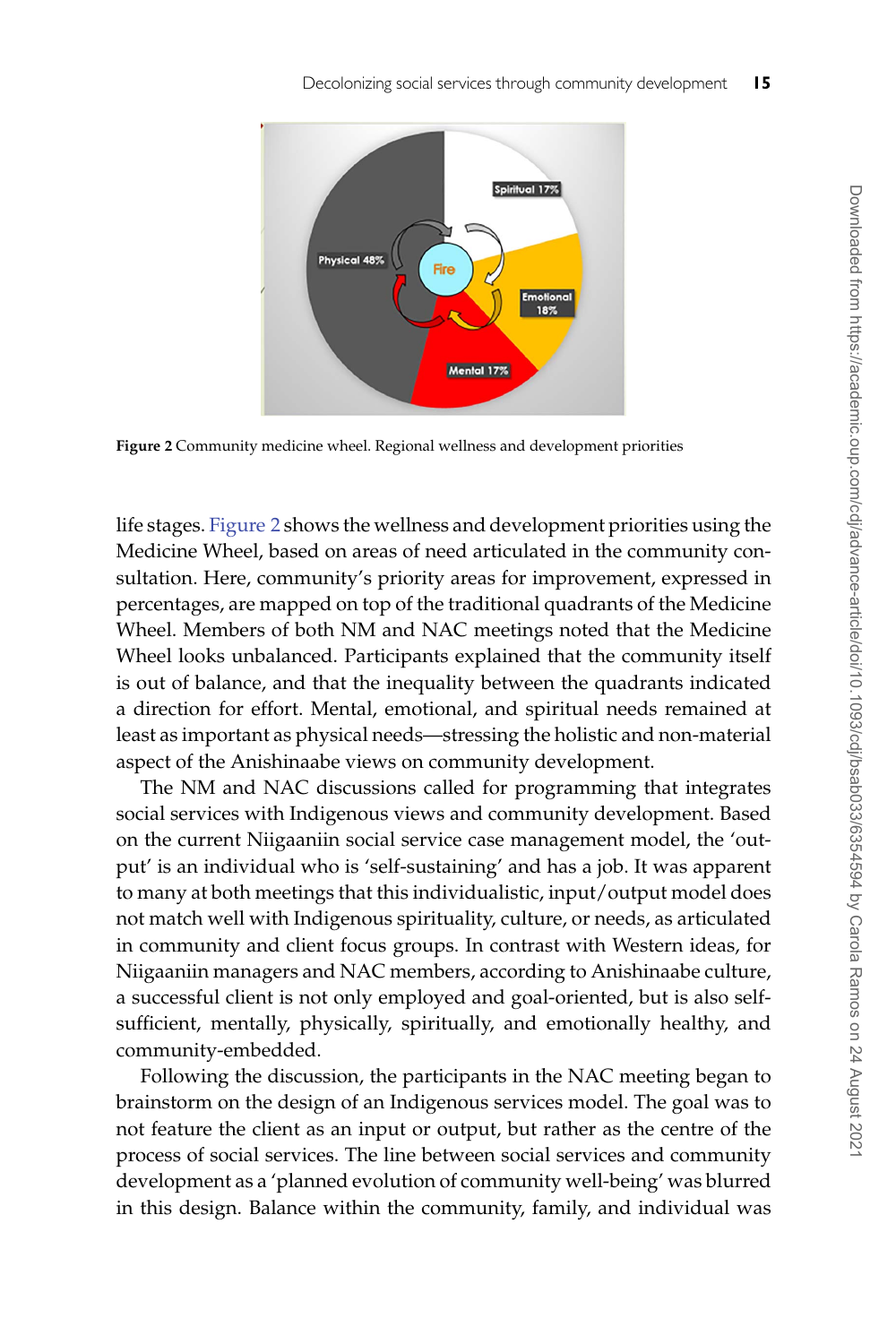Figure 2 Community medicine wheel. Regional wellness and development priorities

life stages. Figure 2 shows the wellness and development priorities using the Medicine Wheel, based on areas of need articulated in the community consultation. Here, community's priority areas for improvement, expressed in percentages, are mapped on top of the traditional quadrants of the Medicine Wheel. Members of both NM and NAC meetings noted that the Medicine Wheel looks unbalanced. Participants explained that the community itself is out of balance, and that the inequality between the quadrants indicated a direction for effort. Mental, emotional, and spiritual needs remained at least as important as physical needs—stressing the holistic and non-material aspect of the Anishinaabe views on community development.

The NM and NAC discussions called for programming that integrates social services with Indigenous views and community development. Based on the current Niigaaniin social service case management model, the 'output' is an individual who is 'self-sustaining' and has a job. It was apparent to many at both meetings that this individualistic, input/output model does not match well with Indigenous spirituality, culture, or needs, as articulated in community and client focus groups. In contrast with Western ideas, for Niigaaniin managers and NAC members, according to Anishinaabe culture, a successful client is not only employed and goal-oriented, but is also self-sufficient, mentally, physically, spiritually, and emotionally healthy, and community-embedded.

Following the discussion, the participants in the NAC meeting began to brainstorm on the design of an Indigenous services model. The goal was to not feature the client as an input or output, but rather as the centre of the process of social services. The line between social services and community development as a 'planned evolution of community well-being' was blurred in this design. Balance within the community, family, and individual was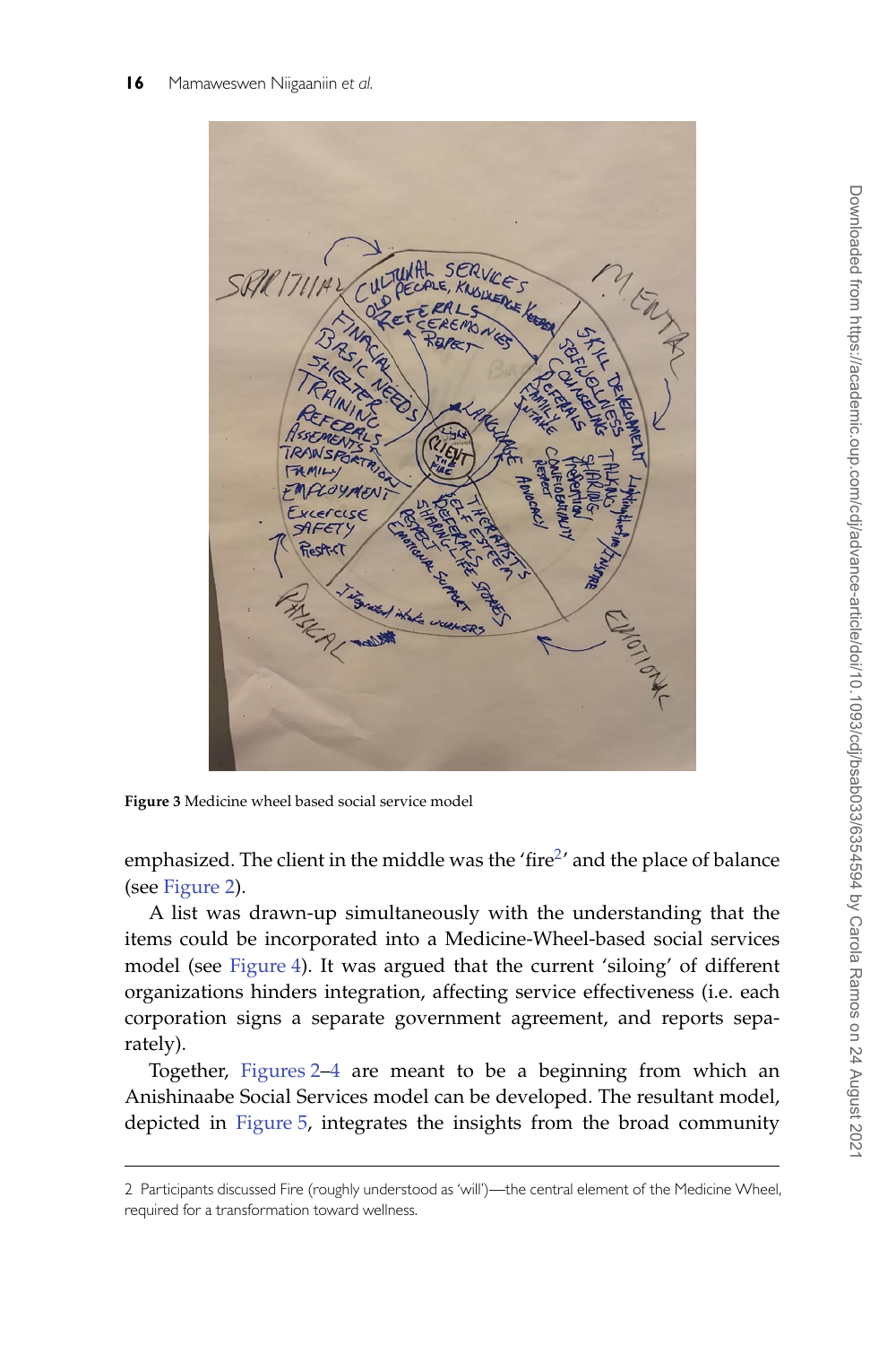Figure 3 Medicine wheel based social service model

emphasized. The client in the middle was the 'fire[2]' and the place of balance (see Figure 2).

A list was drawn-up simultaneously with the understanding that the items could be incorporated into a Medicine-Wheel-based social services model (see Figure 4). It was argued that the current 'siloing' of different organizations hinders integration, affecting service effectiveness (i.e. each corporation signs a separate government agreement, and reports separately).

Together, Figures 2–4 are meant to be a beginning from which an Anishinaabe Social Services model can be developed. The resultant model, depicted in Figure 5, integrates the insights from the broad community

---

2 Participants discussed Fire (roughly understood as 'will')—the central element of the Medicine Wheel, required for a transformation toward wellness.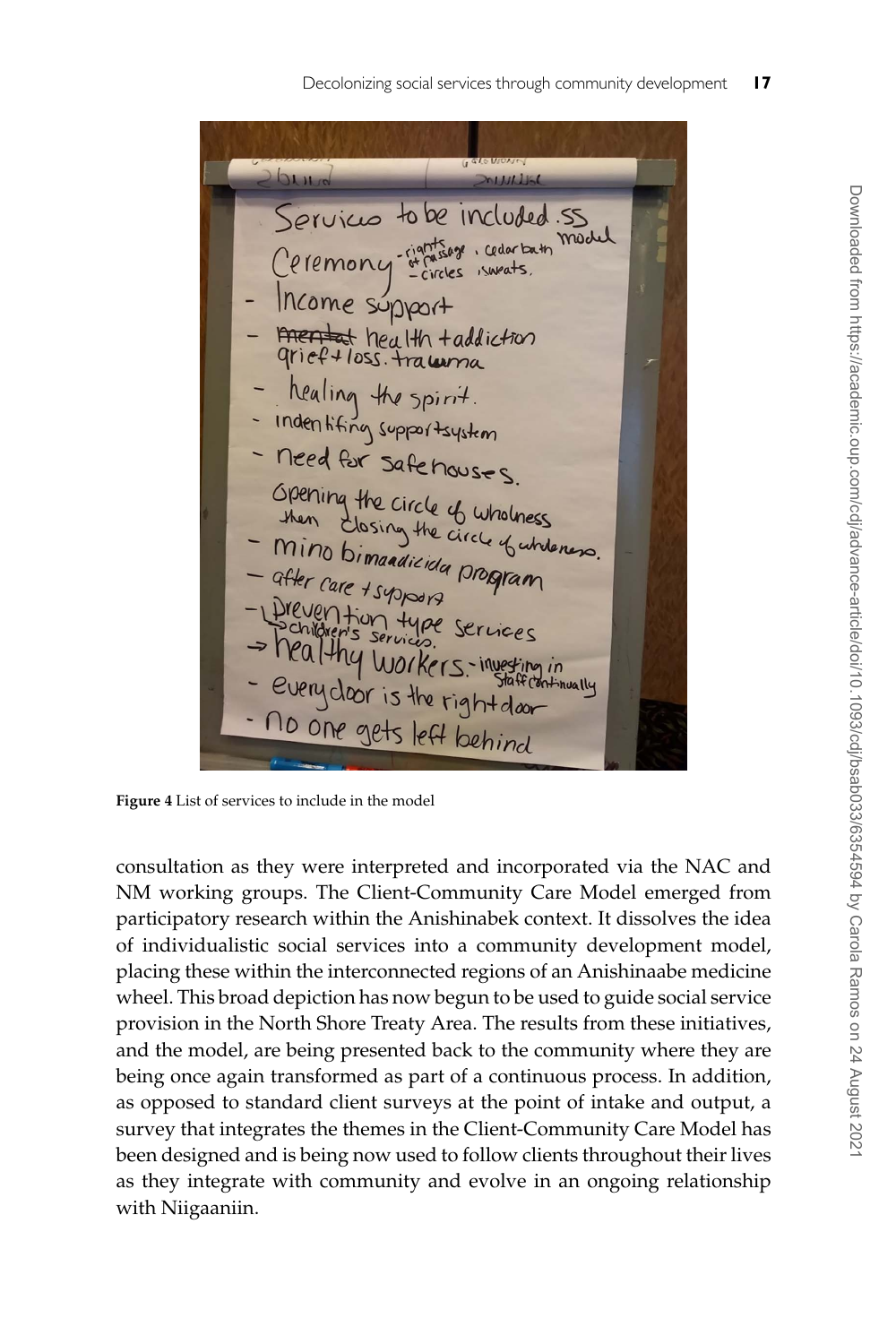**Figure 4** List of services to include in the model

consultation as they were interpreted and incorporated via the NAC and NM working groups. The Client-Community Care Model emerged from participatory research within the Anishinabek context. It dissolves the idea of individualistic social services into a community development model, placing these within the interconnected regions of an Anishinaabe medicine wheel. This broad depiction has now begun to be used to guide social service provision in the North Shore Treaty Area. The results from these initiatives, and the model, are being presented back to the community where they are being once again transformed as part of a continuous process. In addition, as opposed to standard client surveys at the point of intake and output, a survey that integrates the themes in the Client-Community Care Model has been designed and is being now used to follow clients throughout their lives as they integrate with community and evolve in an ongoing relationship with Niigaaniin.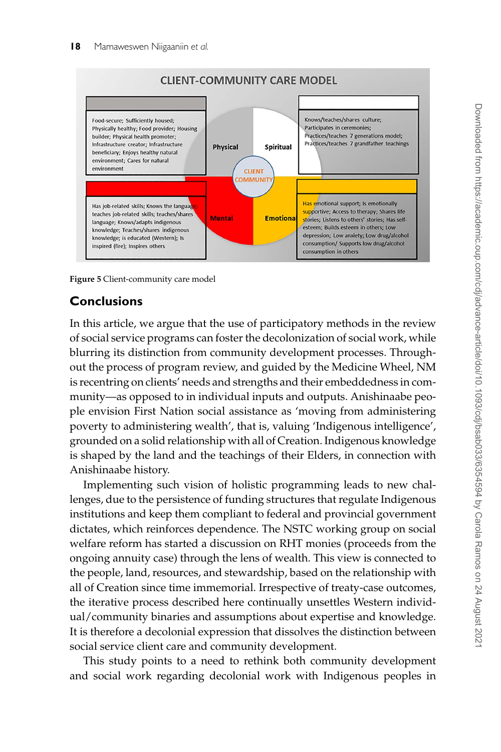CLIENT-COMMUNITY CARE MODEL

| Physical | Spiritual |
| --- | --- |
| Food-secure; Sufficiently housed; Physically healthy; Food provider; Housing builder; Physical health promoter; Infrastructure creator; Infrastructure beneficiary; Enjoys healthy natural environment; Cares for natural environment | Knows/teaches/shares culture; Participates in ceremonies; Practices/teaches 7 generations model; Practices/teaches 7 grandfather teachings |
| **Mental** | **Emotional** |
| Has job-related skills; Knows the language; teaches job-related skills; teaches/shares language; Knows/adapts indigenous knowledge; Teaches/shares indigenous knowledge; Is educated (Western); Is inspired (fire); Inspires others | Has emotional support; Is emotionally supportive; Access to therapy; Shares life stories; Listens to others' stories; Has self-esteem; Builds esteem in others; Low depression; Low anxiety; Low drug/alcohol consumption/ Supports low drug/alcohol consumption in others |

CLIENT COMMUNITY

**Figure 5** Client-community care model

## Conclusions

In this article, we argue that the use of participatory methods in the review of social service programs can foster the decolonization of social work, while blurring its distinction from community development processes. Throughout the process of program review, and guided by the Medicine Wheel, NM is recentring on clients' needs and strengths and their embeddedness in community—as opposed to in individual inputs and outputs. Anishinaabe people envision First Nation social assistance as 'moving from administering poverty to administering wealth', that is, valuing 'Indigenous intelligence', grounded on a solid relationship with all of Creation. Indigenous knowledge is shaped by the land and the teachings of their Elders, in connection with Anishinaabe history.

Implementing such vision of holistic programming leads to new challenges, due to the persistence of funding structures that regulate Indigenous institutions and keep them compliant to federal and provincial government dictates, which reinforces dependence. The NSTC working group on social welfare reform has started a discussion on RHT monies (proceeds from the ongoing annuity case) through the lens of wealth. This view is connected to the people, land, resources, and stewardship, based on the relationship with all of Creation since time immemorial. Irrespective of treaty-case outcomes, the iterative process described here continually unsettles Western individual/community binaries and assumptions about expertise and knowledge. It is therefore a decolonial expression that dissolves the distinction between social service client care and community development.

This study points to a need to rethink both community development and social work regarding decolonial work with Indigenous peoples in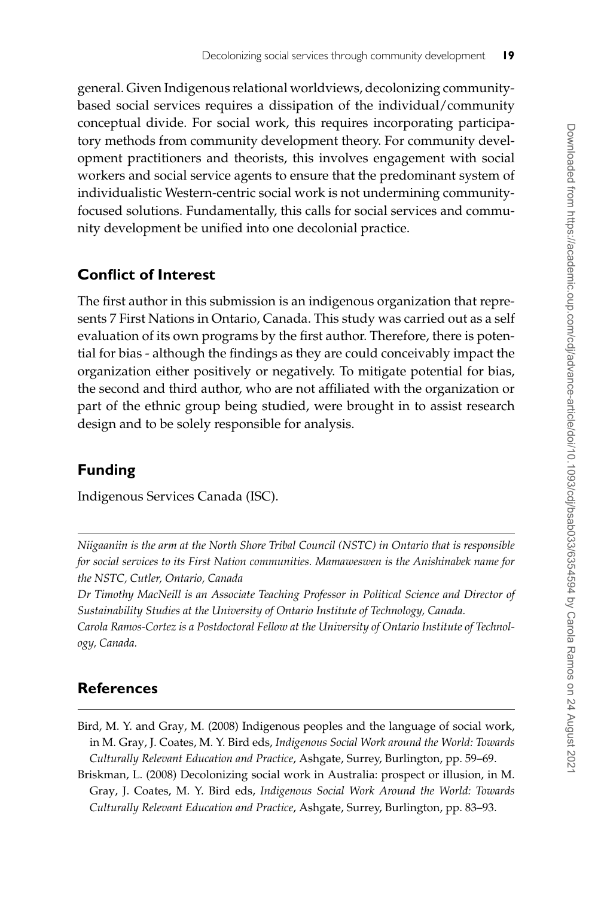general. Given Indigenous relational worldviews, decolonizing community-based social services requires a dissipation of the individual/community conceptual divide. For social work, this requires incorporating participatory methods from community development theory. For community development practitioners and theorists, this involves engagement with social workers and social service agents to ensure that the predominant system of individualistic Western-centric social work is not undermining community-focused solutions. Fundamentally, this calls for social services and community development be unified into one decolonial practice.

## Conflict of Interest

The first author in this submission is an indigenous organization that represents 7 First Nations in Ontario, Canada. This study was carried out as a self evaluation of its own programs by the first author. Therefore, there is potential for bias - although the findings as they are could conceivably impact the organization either positively or negatively. To mitigate potential for bias, the second and third author, who are not affiliated with the organization or part of the ethnic group being studied, were brought in to assist research design and to be solely responsible for analysis.

## Funding

Indigenous Services Canada (ISC).

---

*Niigaaniin is the arm at the North Shore Tribal Council (NSTC) in Ontario that is responsible for social services to its First Nation communities. Mamaweswen is the Anishinabek name for the NSTC, Cutler, Ontario, Canada*

*Dr Timothy MacNeill is an Associate Teaching Professor in Political Science and Director of Sustainability Studies at the University of Ontario Institute of Technology, Canada.*

*Carola Ramos-Cortez is a Postdoctoral Fellow at the University of Ontario Institute of Technology, Canada.*

## References

Bird, M. Y. and Gray, M. (2008) Indigenous peoples and the language of social work, in M. Gray, J. Coates, M. Y. Bird eds, *Indigenous Social Work around the World: Towards Culturally Relevant Education and Practice*, Ashgate, Surrey, Burlington, pp. 59–69.

Briskman, L. (2008) Decolonizing social work in Australia: prospect or illusion, in M. Gray, J. Coates, M. Y. Bird eds, *Indigenous Social Work Around the World: Towards Culturally Relevant Education and Practice*, Ashgate, Surrey, Burlington, pp. 83–93.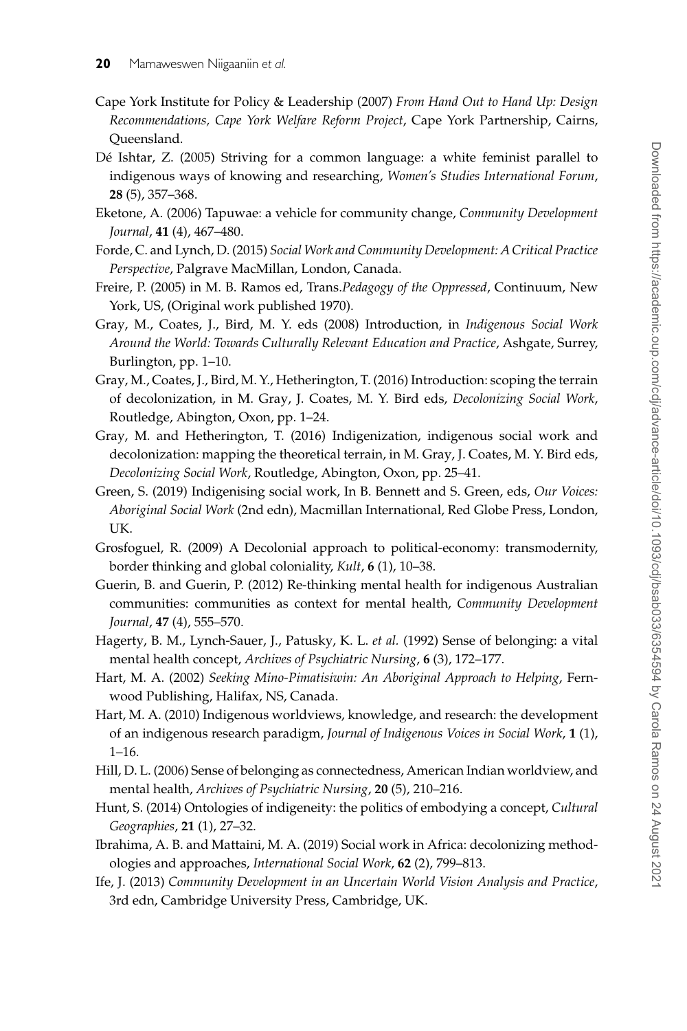Cape York Institute for Policy & Leadership (2007) *From Hand Out to Hand Up: Design Recommendations, Cape York Welfare Reform Project*, Cape York Partnership, Cairns, Queensland.

Dé Ishtar, Z. (2005) Striving for a common language: a white feminist parallel to indigenous ways of knowing and researching, *Women's Studies International Forum*, **28** (5), 357–368.

Eketone, A. (2006) Tapuwae: a vehicle for community change, *Community Development Journal*, **41** (4), 467–480.

Forde, C. and Lynch, D. (2015) *Social Work and Community Development: A Critical Practice Perspective*, Palgrave MacMillan, London, Canada.

Freire, P. (2005) in M. B. Ramos ed, Trans.*Pedagogy of the Oppressed*, Continuum, New York, US, (Original work published 1970).

Gray, M., Coates, J., Bird, M. Y. eds (2008) Introduction, in *Indigenous Social Work Around the World: Towards Culturally Relevant Education and Practice*, Ashgate, Surrey, Burlington, pp. 1–10.

Gray, M., Coates, J., Bird, M. Y., Hetherington, T. (2016) Introduction: scoping the terrain of decolonization, in M. Gray, J. Coates, M. Y. Bird eds, *Decolonizing Social Work*, Routledge, Abington, Oxon, pp. 1–24.

Gray, M. and Hetherington, T. (2016) Indigenization, indigenous social work and decolonization: mapping the theoretical terrain, in M. Gray, J. Coates, M. Y. Bird eds, *Decolonizing Social Work*, Routledge, Abington, Oxon, pp. 25–41.

Green, S. (2019) Indigenising social work, In B. Bennett and S. Green, eds, *Our Voices: Aboriginal Social Work* (2nd edn), Macmillan International, Red Globe Press, London, UK.

Grosfoguel, R. (2009) A Decolonial approach to political-economy: transmodernity, border thinking and global coloniality, *Kult*, **6** (1), 10–38.

Guerin, B. and Guerin, P. (2012) Re-thinking mental health for indigenous Australian communities: communities as context for mental health, *Community Development Journal*, **47** (4), 555–570.

Hagerty, B. M., Lynch-Sauer, J., Patusky, K. L. *et al.* (1992) Sense of belonging: a vital mental health concept, *Archives of Psychiatric Nursing*, **6** (3), 172–177.

Hart, M. A. (2002) *Seeking Mino-Pimatisiwin: An Aboriginal Approach to Helping*, Fernwood Publishing, Halifax, NS, Canada.

Hart, M. A. (2010) Indigenous worldviews, knowledge, and research: the development of an indigenous research paradigm, *Journal of Indigenous Voices in Social Work*, **1** (1), 1–16.

Hill, D. L. (2006) Sense of belonging as connectedness, American Indian worldview, and mental health, *Archives of Psychiatric Nursing*, **20** (5), 210–216.

Hunt, S. (2014) Ontologies of indigeneity: the politics of embodying a concept, *Cultural Geographies*, **21** (1), 27–32.

Ibrahima, A. B. and Mattaini, M. A. (2019) Social work in Africa: decolonizing methodologies and approaches, *International Social Work*, **62** (2), 799–813.

Ife, J. (2013) *Community Development in an Uncertain World Vision Analysis and Practice*, 3rd edn, Cambridge University Press, Cambridge, UK.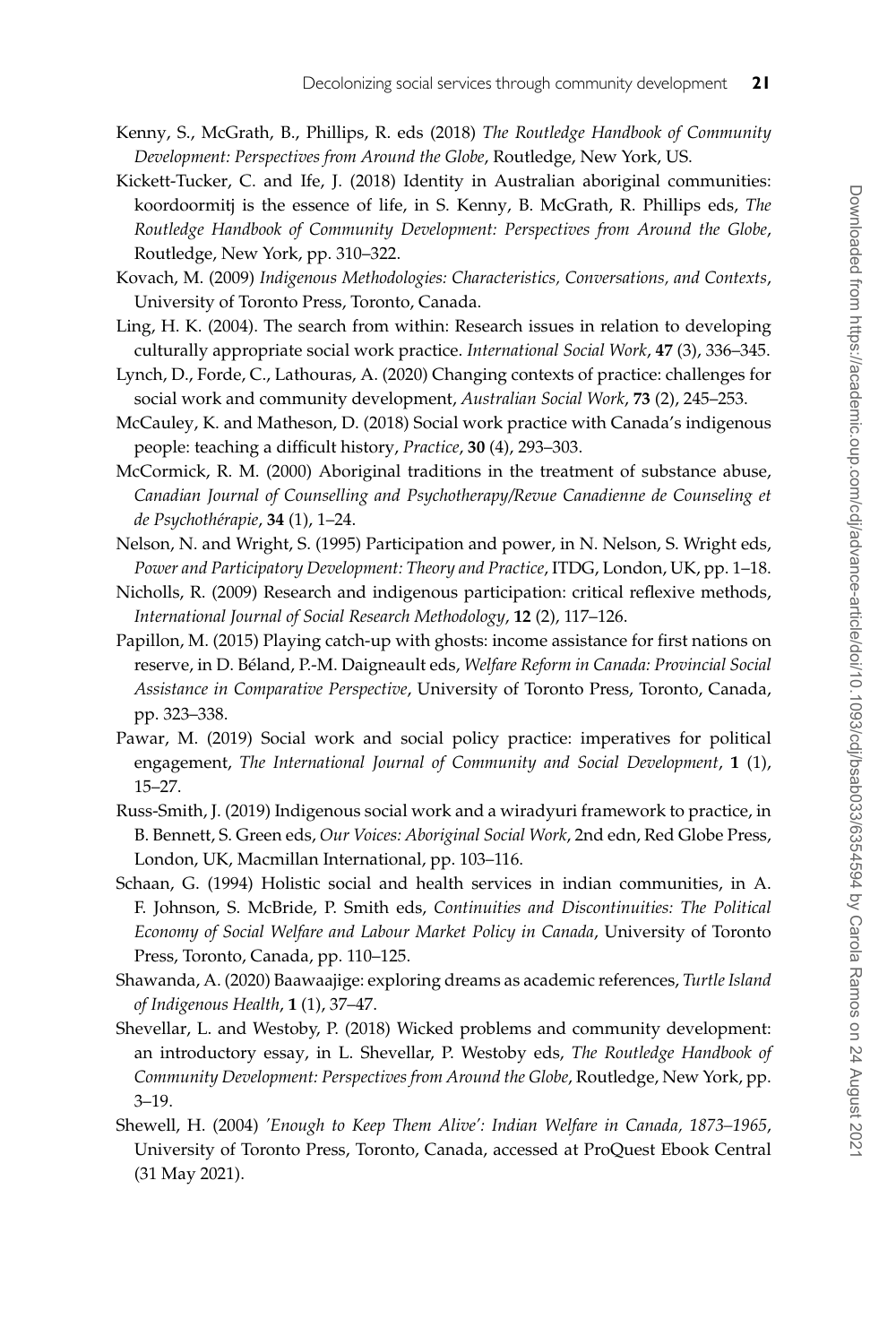Kenny, S., McGrath, B., Phillips, R. eds (2018) *The Routledge Handbook of Community Development: Perspectives from Around the Globe*, Routledge, New York, US.

Kickett-Tucker, C. and Ife, J. (2018) Identity in Australian aboriginal communities: koordoormitj is the essence of life, in S. Kenny, B. McGrath, R. Phillips eds, *The Routledge Handbook of Community Development: Perspectives from Around the Globe*, Routledge, New York, pp. 310–322.

Kovach, M. (2009) *Indigenous Methodologies: Characteristics, Conversations, and Contexts*, University of Toronto Press, Toronto, Canada.

Ling, H. K. (2004). The search from within: Research issues in relation to developing culturally appropriate social work practice. *International Social Work*, **47** (3), 336–345.

Lynch, D., Forde, C., Lathouras, A. (2020) Changing contexts of practice: challenges for social work and community development, *Australian Social Work*, **73** (2), 245–253.

McCauley, K. and Matheson, D. (2018) Social work practice with Canada's indigenous people: teaching a difficult history, *Practice*, **30** (4), 293–303.

McCormick, R. M. (2000) Aboriginal traditions in the treatment of substance abuse, *Canadian Journal of Counselling and Psychotherapy/Revue Canadienne de Counseling et de Psychothérapie*, **34** (1), 1–24.

Nelson, N. and Wright, S. (1995) Participation and power, in N. Nelson, S. Wright eds, *Power and Participatory Development: Theory and Practice*, ITDG, London, UK, pp. 1–18.

Nicholls, R. (2009) Research and indigenous participation: critical reflexive methods, *International Journal of Social Research Methodology*, **12** (2), 117–126.

Papillon, M. (2015) Playing catch-up with ghosts: income assistance for first nations on reserve, in D. Béland, P.-M. Daigneault eds, *Welfare Reform in Canada: Provincial Social Assistance in Comparative Perspective*, University of Toronto Press, Toronto, Canada, pp. 323–338.

Pawar, M. (2019) Social work and social policy practice: imperatives for political engagement, *The International Journal of Community and Social Development*, **1** (1), 15–27.

Russ-Smith, J. (2019) Indigenous social work and a wiradyuri framework to practice, in B. Bennett, S. Green eds, *Our Voices: Aboriginal Social Work*, 2nd edn, Red Globe Press, London, UK, Macmillan International, pp. 103–116.

Schaan, G. (1994) Holistic social and health services in indian communities, in A. F. Johnson, S. McBride, P. Smith eds, *Continuities and Discontinuities: The Political Economy of Social Welfare and Labour Market Policy in Canada*, University of Toronto Press, Toronto, Canada, pp. 110–125.

Shawanda, A. (2020) Baawaajige: exploring dreams as academic references, *Turtle Island of Indigenous Health*, **1** (1), 37–47.

Shevellar, L. and Westoby, P. (2018) Wicked problems and community development: an introductory essay, in L. Shevellar, P. Westoby eds, *The Routledge Handbook of Community Development: Perspectives from Around the Globe*, Routledge, New York, pp. 3–19.

Shewell, H. (2004) *'Enough to Keep Them Alive': Indian Welfare in Canada, 1873–1965*, University of Toronto Press, Toronto, Canada, accessed at ProQuest Ebook Central (31 May 2021).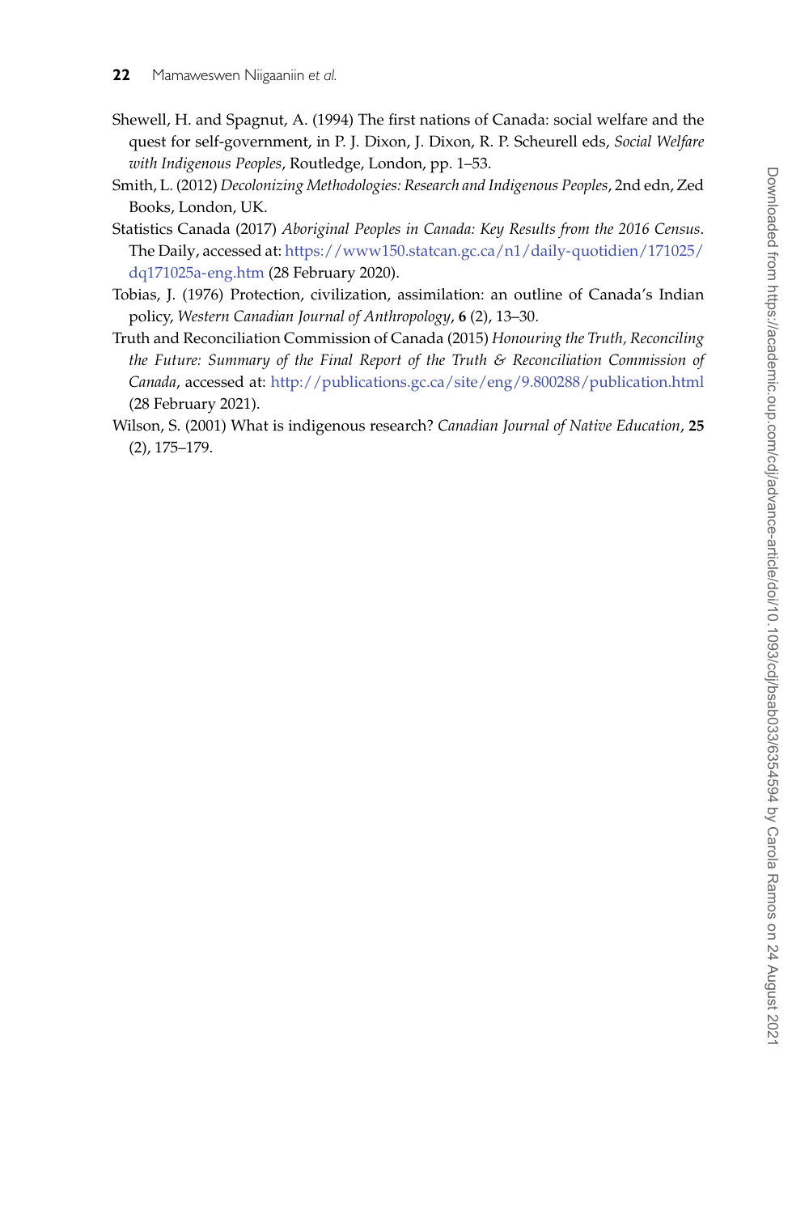Shewell, H. and Spagnut, A. (1994) The first nations of Canada: social welfare and the quest for self-government, in P. J. Dixon, J. Dixon, R. P. Scheurell eds, *Social Welfare with Indigenous Peoples*, Routledge, London, pp. 1–53.

Smith, L. (2012) *Decolonizing Methodologies: Research and Indigenous Peoples*, 2nd edn, Zed Books, London, UK.

Statistics Canada (2017) *Aboriginal Peoples in Canada: Key Results from the 2016 Census*. The Daily, accessed at: https://www150.statcan.gc.ca/n1/daily-quotidien/171025/dq171025a-eng.htm (28 February 2020).

Tobias, J. (1976) Protection, civilization, assimilation: an outline of Canada's Indian policy, *Western Canadian Journal of Anthropology*, **6** (2), 13–30.

Truth and Reconciliation Commission of Canada (2015) *Honouring the Truth, Reconciling the Future: Summary of the Final Report of the Truth & Reconciliation Commission of Canada*, accessed at: http://publications.gc.ca/site/eng/9.800288/publication.html (28 February 2021).

Wilson, S. (2001) What is indigenous research? *Canadian Journal of Native Education*, **25** (2), 175–179.